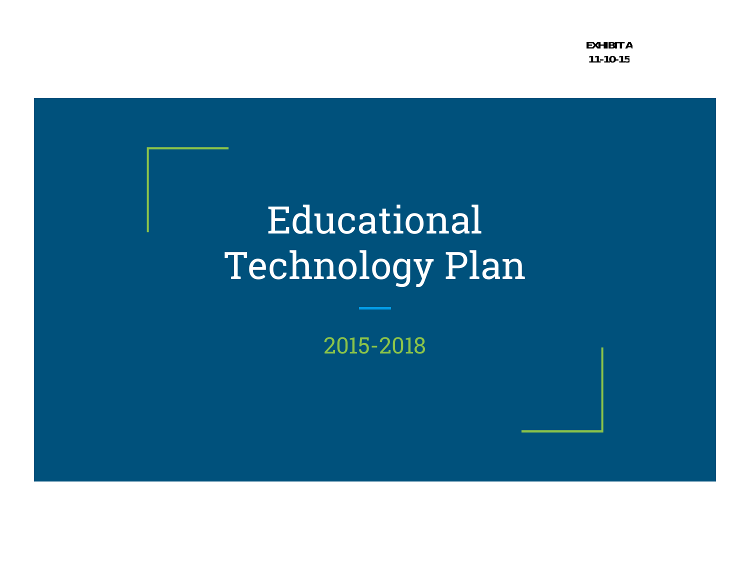**EXHIBIT A**
**11-10-15**

# Educational Technology Plan

2015-2018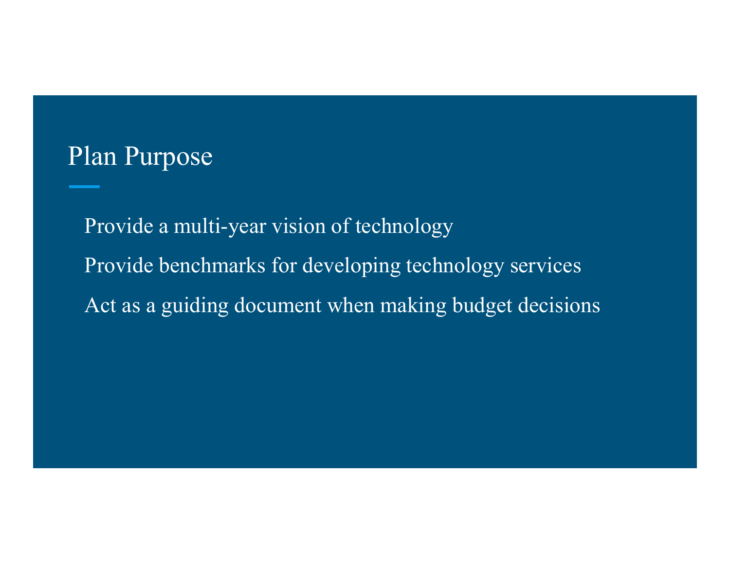# Plan Purpose

Provide a multi-year vision of technology

Provide benchmarks for developing technology services

Act as a guiding document when making budget decisions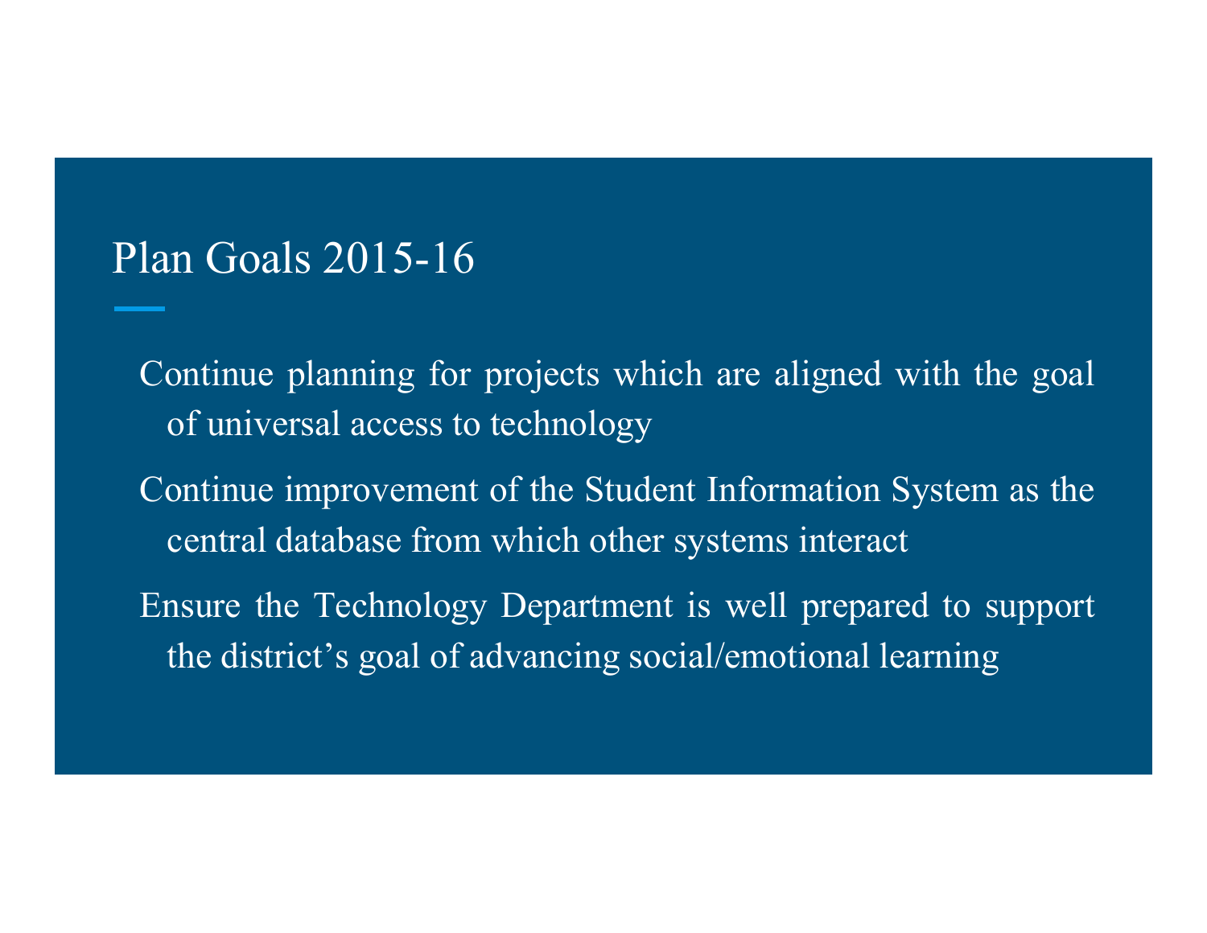# Plan Goals 2015-16

- Continue planning for projects which are aligned with the goal of universal access to technology
- Continue improvement of the Student Information System as the central database from which other systems interact
- Ensure the Technology Department is well prepared to support the district's goal of advancing social/emotional learning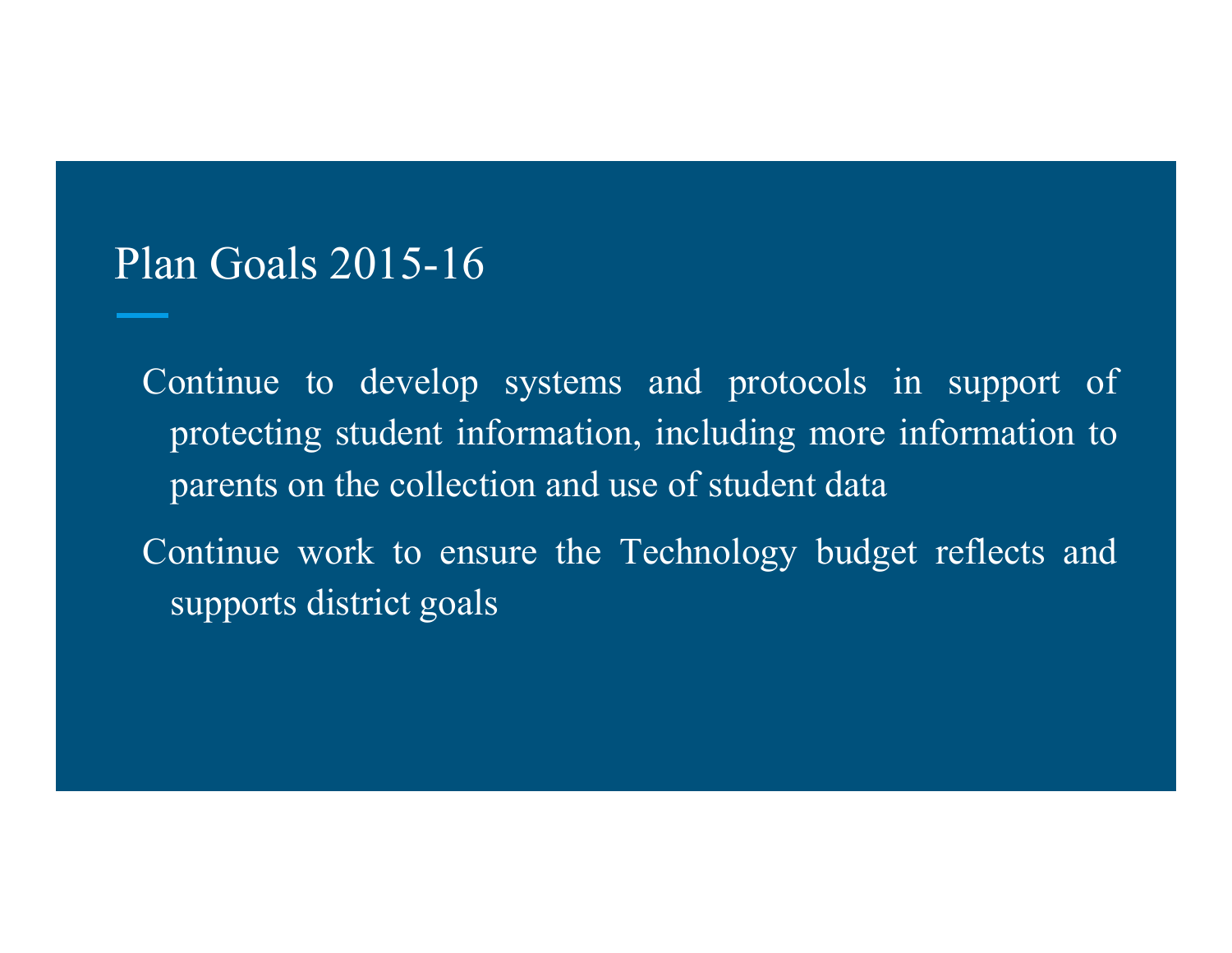# Plan Goals 2015-16

- Continue to develop systems and protocols in support of protecting student information, including more information to parents on the collection and use of student data
- Continue work to ensure the Technology budget reflects and supports district goals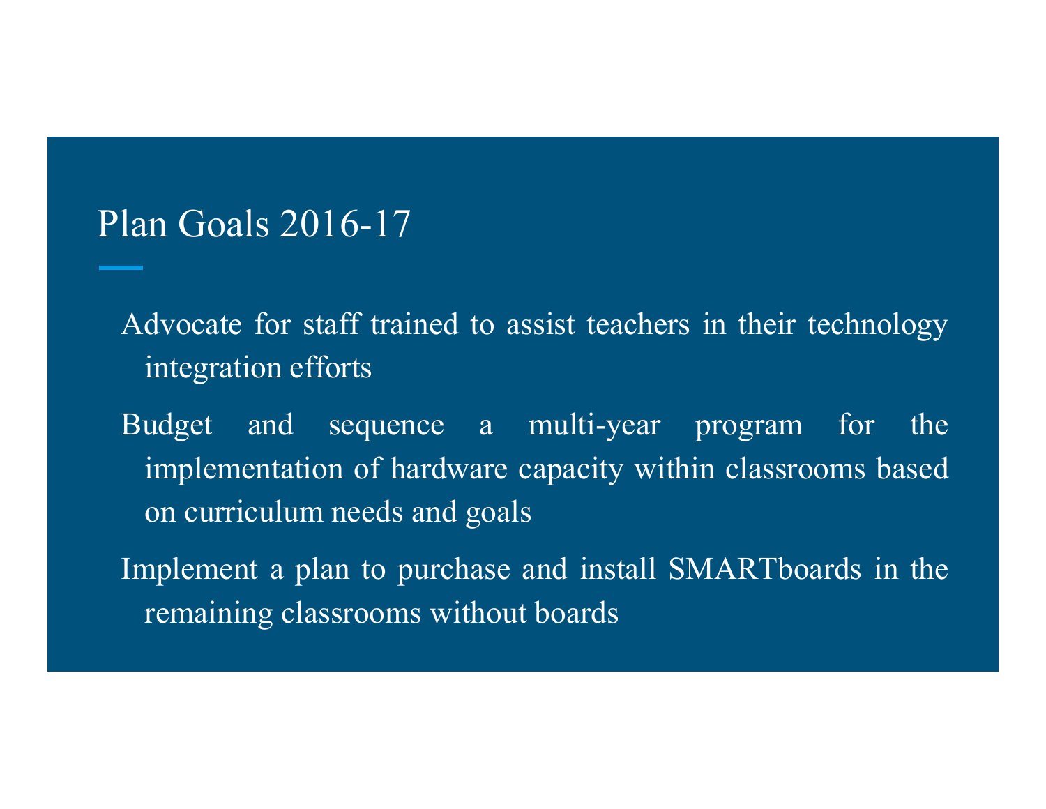# Plan Goals 2016-17

- Advocate for staff trained to assist teachers in their technology integration efforts
- Budget and sequence a multi-year program for the implementation of hardware capacity within classrooms based on curriculum needs and goals
- Implement a plan to purchase and install SMARTboards in the remaining classrooms without boards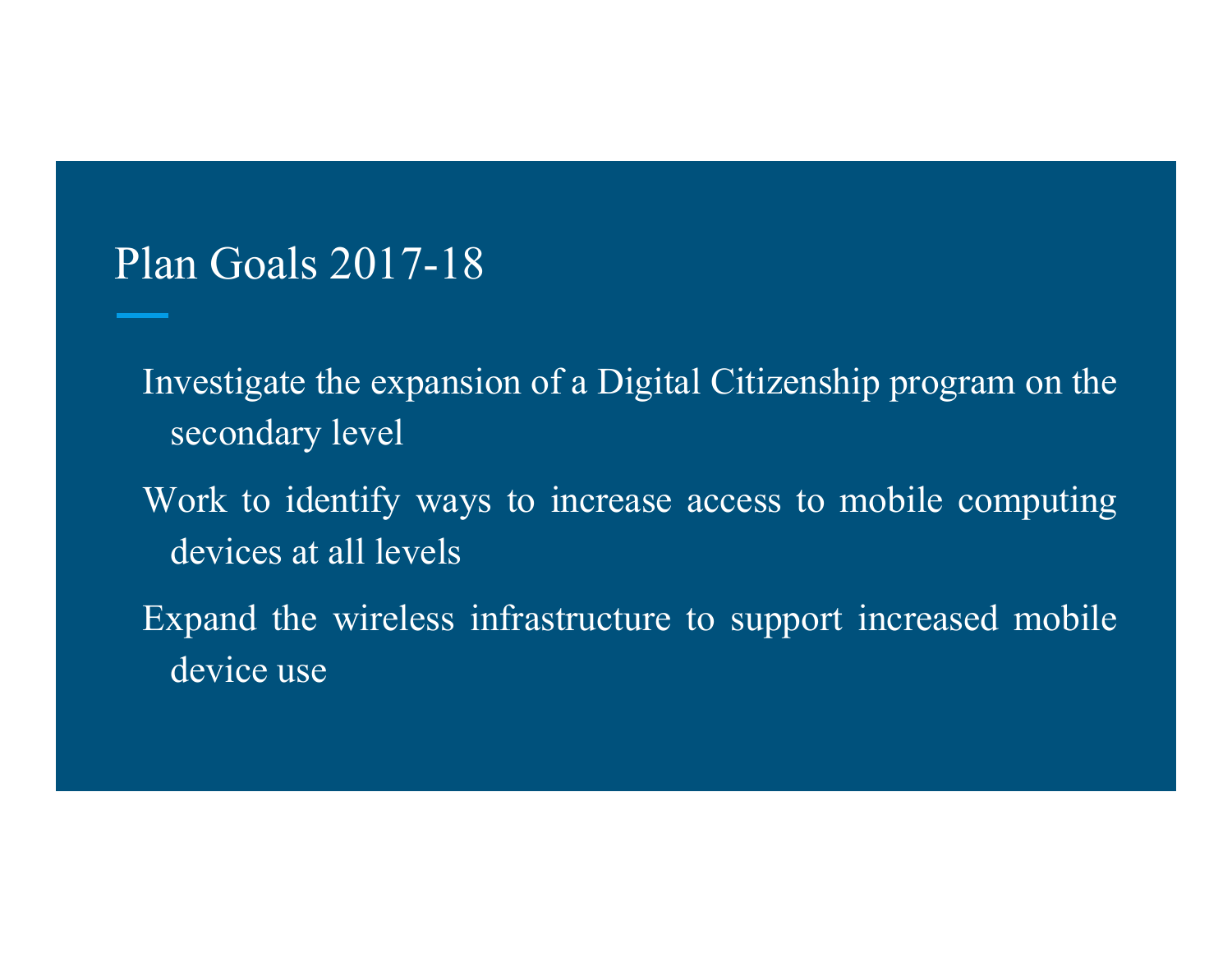# Plan Goals 2017-18

- Investigate the expansion of a Digital Citizenship program on the secondary level
- Work to identify ways to increase access to mobile computing devices at all levels
- Expand the wireless infrastructure to support increased mobile device use